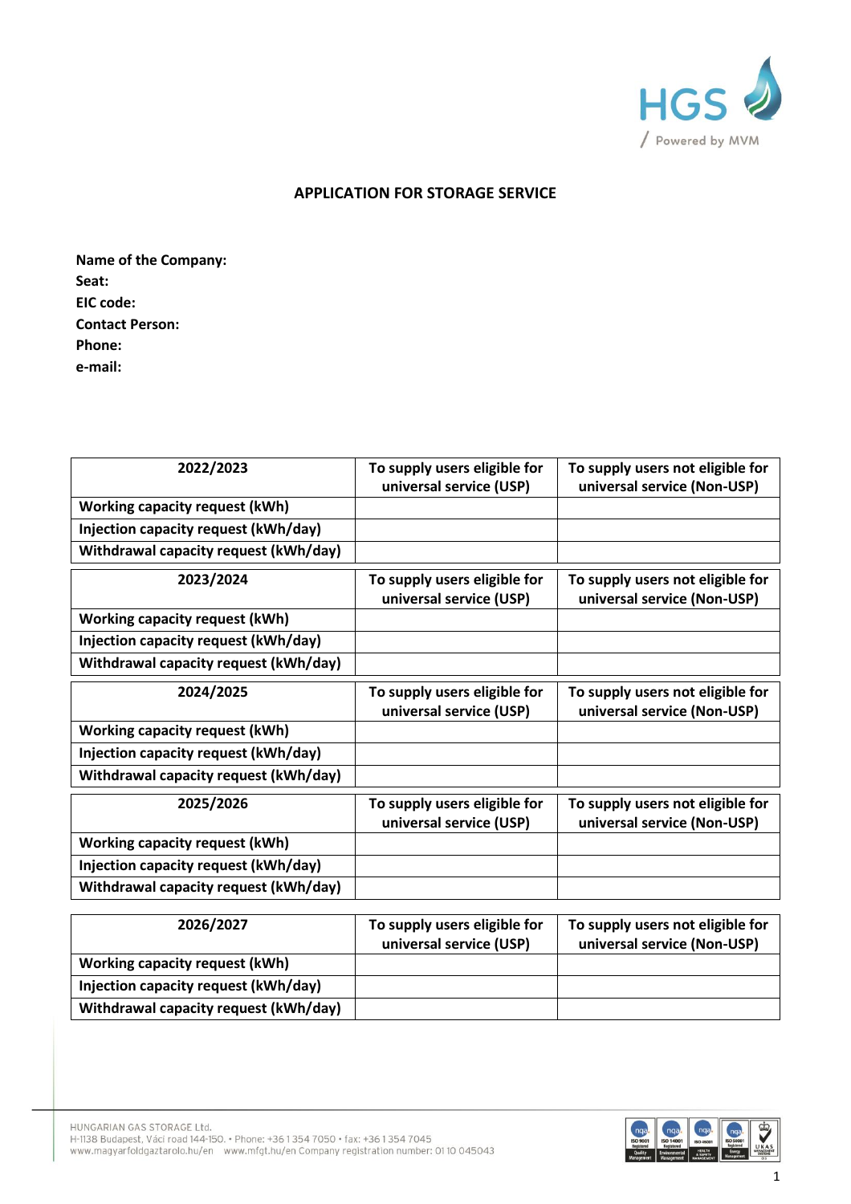# APPLICATION FOR STORAGE SERVICE

**Name of the Company:**
**Seat:**
**EIC code:**
**Contact Person:**
**Phone:**
**e-mail:**

| 2022/2023 | To supply users eligible for universal service (USP) | To supply users not eligible for universal service (Non-USP) |
|---|---|---|
| **Working capacity request (kWh)** | | |
| **Injection capacity request (kWh/day)** | | |
| **Withdrawal capacity request (kWh/day)** | | |

| 2023/2024 | To supply users eligible for universal service (USP) | To supply users not eligible for universal service (Non-USP) |
|---|---|---|
| **Working capacity request (kWh)** | | |
| **Injection capacity request (kWh/day)** | | |
| **Withdrawal capacity request (kWh/day)** | | |

| 2024/2025 | To supply users eligible for universal service (USP) | To supply users not eligible for universal service (Non-USP) |
|---|---|---|
| **Working capacity request (kWh)** | | |
| **Injection capacity request (kWh/day)** | | |
| **Withdrawal capacity request (kWh/day)** | | |

| 2025/2026 | To supply users eligible for universal service (USP) | To supply users not eligible for universal service (Non-USP) |
|---|---|---|
| **Working capacity request (kWh)** | | |
| **Injection capacity request (kWh/day)** | | |
| **Withdrawal capacity request (kWh/day)** | | |

| 2026/2027 | To supply users eligible for universal service (USP) | To supply users not eligible for universal service (Non-USP) |
|---|---|---|
| **Working capacity request (kWh)** | | |
| **Injection capacity request (kWh/day)** | | |
| **Withdrawal capacity request (kWh/day)** | | |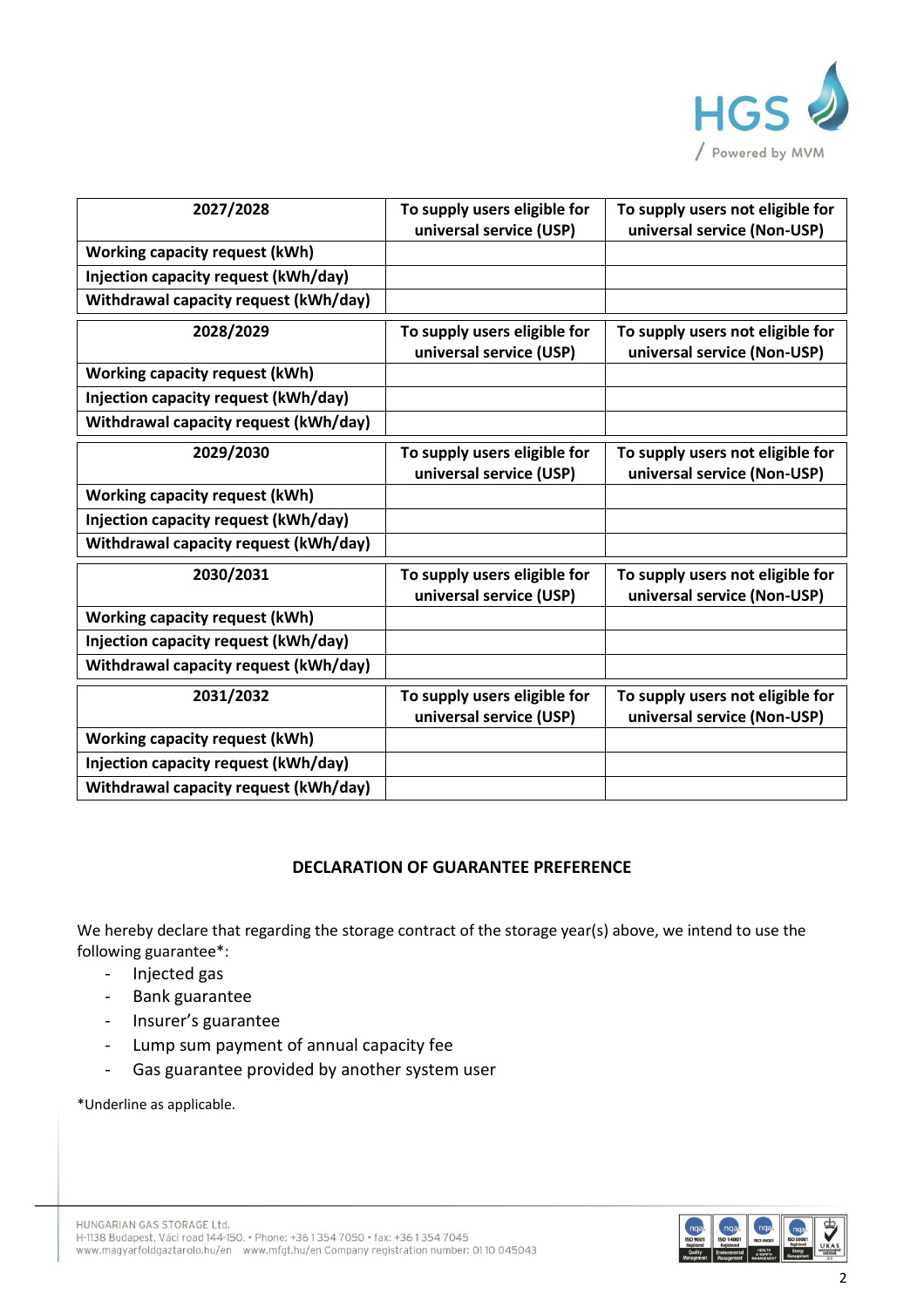| 2027/2028 | To supply users eligible for universal service (USP) | To supply users not eligible for universal service (Non-USP) |
|---|---|---|
| **Working capacity request (kWh)** | | |
| **Injection capacity request (kWh/day)** | | |
| **Withdrawal capacity request (kWh/day)** | | |

| 2028/2029 | To supply users eligible for universal service (USP) | To supply users not eligible for universal service (Non-USP) |
|---|---|---|
| **Working capacity request (kWh)** | | |
| **Injection capacity request (kWh/day)** | | |
| **Withdrawal capacity request (kWh/day)** | | |

| 2029/2030 | To supply users eligible for universal service (USP) | To supply users not eligible for universal service (Non-USP) |
|---|---|---|
| **Working capacity request (kWh)** | | |
| **Injection capacity request (kWh/day)** | | |
| **Withdrawal capacity request (kWh/day)** | | |

| 2030/2031 | To supply users eligible for universal service (USP) | To supply users not eligible for universal service (Non-USP) |
|---|---|---|
| **Working capacity request (kWh)** | | |
| **Injection capacity request (kWh/day)** | | |
| **Withdrawal capacity request (kWh/day)** | | |

| 2031/2032 | To supply users eligible for universal service (USP) | To supply users not eligible for universal service (Non-USP) |
|---|---|---|
| **Working capacity request (kWh)** | | |
| **Injection capacity request (kWh/day)** | | |
| **Withdrawal capacity request (kWh/day)** | | |

**DECLARATION OF GUARANTEE PREFERENCE**

We hereby declare that regarding the storage contract of the storage year(s) above, we intend to use the following guarantee*:

- Injected gas
- Bank guarantee
- Insurer's guarantee
- Lump sum payment of annual capacity fee
- Gas guarantee provided by another system user

*Underline as applicable.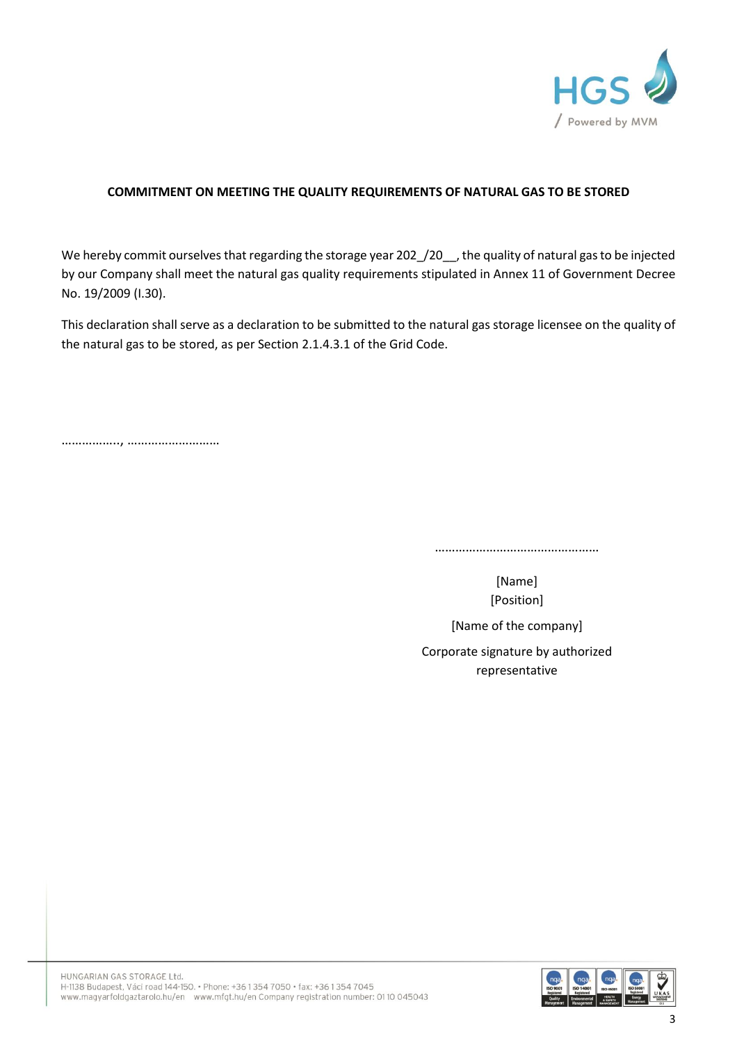**COMMITMENT ON MEETING THE QUALITY REQUIREMENTS OF NATURAL GAS TO BE STORED**

We hereby commit ourselves that regarding the storage year 202_/20__, the quality of natural gas to be injected by our Company shall meet the natural gas quality requirements stipulated in Annex 11 of Government Decree No. 19/2009 (I.30).

This declaration shall serve as a declaration to be submitted to the natural gas storage licensee on the quality of the natural gas to be stored, as per Section 2.1.4.3.1 of the Grid Code.

…………….., ………………………

…………………………………………

[Name]
[Position]

[Name of the company]

Corporate signature by authorized representative